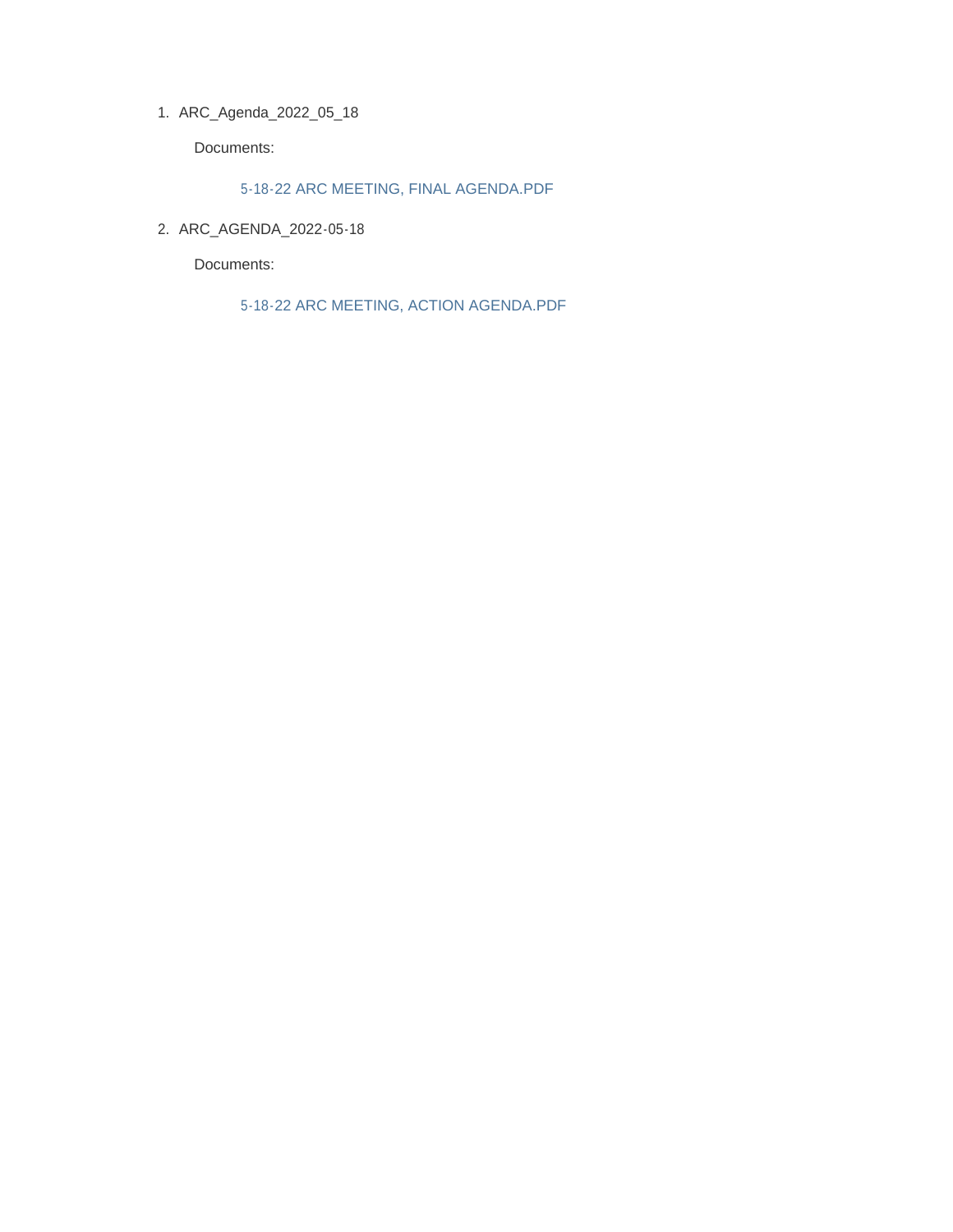1. ARC_Agenda_2022_05_18

   Documents:

   5-18-22 ARC MEETING, FINAL AGENDA.PDF

2. ARC_AGENDA_2022-05-18

   Documents:

   5-18-22 ARC MEETING, ACTION AGENDA.PDF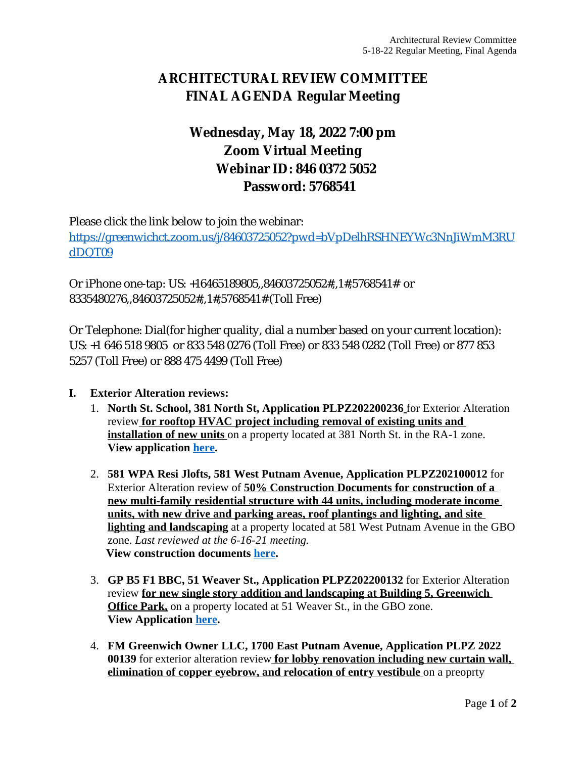# ARCHITECTURAL REVIEW COMMITTEE
# FINAL AGENDA Regular Meeting

## Wednesday, May 18, 2022 7:00 pm
## Zoom Virtual Meeting
## Webinar ID: 846 0372 5052
## Password: 5768541

Please click the link below to join the webinar:
[https://greenwichct.zoom.us/j/84603725052?pwd=bVpDelhRSHNEYWc3NnJiWmM3RUdDQT09](https://greenwichct.zoom.us/j/84603725052?pwd=bVpDelhRSHNEYWc3NnJiWmM3RUdDQT09)

Or iPhone one-tap: US: +16465189805,,84603725052#,,1#,5768541# or 8335480276,,84603725052#,,1#,5768541# (Toll Free)

Or Telephone: Dial(for higher quality, dial a number based on your current location): US: +1 646 518 9805 or 833 548 0276 (Toll Free) or 833 548 0282 (Toll Free) or 877 853 5257 (Toll Free) or 888 475 4499 (Toll Free)

**I. Exterior Alteration reviews:**

1. **North St. School, 381 North St, Application PLPZ202200236** for Exterior Alteration review **for rooftop HVAC project including removal of existing units and installation of new units** on a property located at 381 North St. in the RA-1 zone. **View application here.**

2. **581 WPA Resi Jlofts, 581 West Putnam Avenue, Application PLPZ202100012** for Exterior Alteration review of **50% Construction Documents for construction of a new multi-family residential structure with 44 units, including moderate income units, with new drive and parking areas, roof plantings and lighting, and site lighting and landscaping** at a property located at 581 West Putnam Avenue in the GBO zone. *Last reviewed at the 6-16-21 meeting.* **View construction documents here.**

3. **GP B5 F1 BBC, 51 Weaver St., Application PLPZ202200132** for Exterior Alteration review **for new single story addition and landscaping at Building 5, Greenwich Office Park,** on a property located at 51 Weaver St., in the GBO zone. **View Application here.**

4. **FM Greenwich Owner LLC, 1700 East Putnam Avenue, Application PLPZ 2022 00139** for exterior alteration review **for lobby renovation including new curtain wall, elimination of copper eyebrow, and relocation of entry vestibule** on a preoprty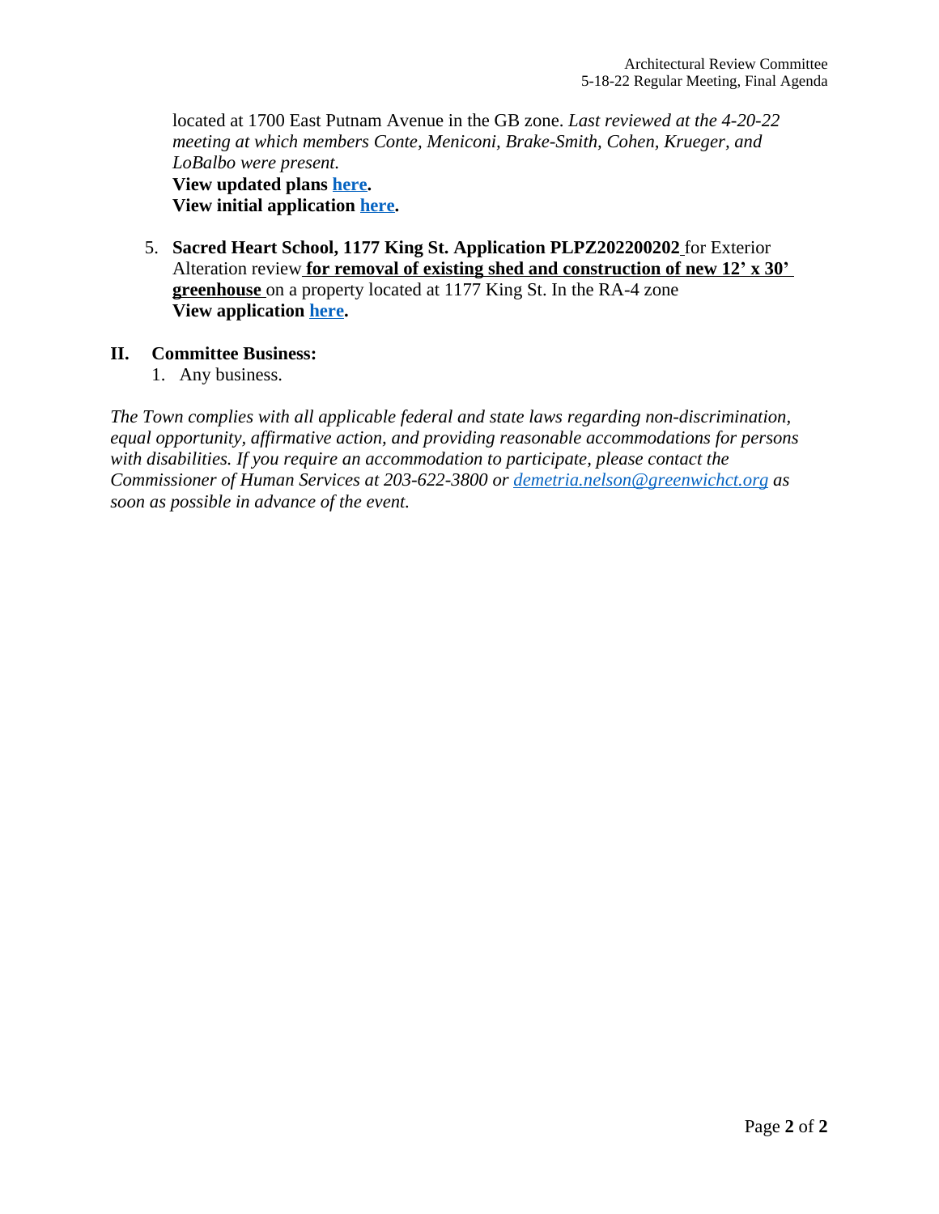located at 1700 East Putnam Avenue in the GB zone. *Last reviewed at the 4-20-22 meeting at which members Conte, Meniconi, Brake-Smith, Cohen, Krueger, and LoBalbo were present.*
**View updated plans here.**
**View initial application here.**

5. **Sacred Heart School, 1177 King St. Application PLPZ202200202** for Exterior Alteration review **for removal of existing shed and construction of new 12' x 30' greenhouse** on a property located at 1177 King St. In the RA-4 zone
**View application here.**

## II. Committee Business:

1. Any business.

*The Town complies with all applicable federal and state laws regarding non-discrimination, equal opportunity, affirmative action, and providing reasonable accommodations for persons with disabilities. If you require an accommodation to participate, please contact the Commissioner of Human Services at 203-622-3800 or demetria.nelson@greenwichct.org as soon as possible in advance of the event.*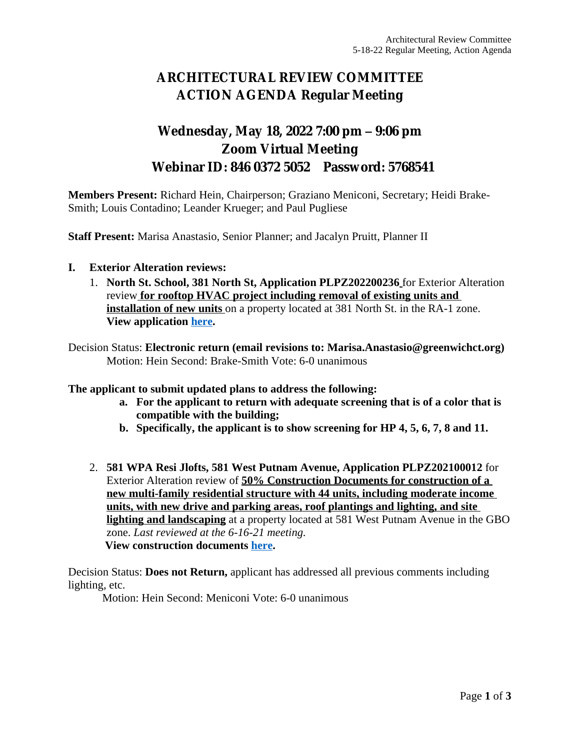# ARCHITECTURAL REVIEW COMMITTEE
# ACTION AGENDA Regular Meeting

## Wednesday, May 18, 2022 7:00 pm – 9:06 pm
## Zoom Virtual Meeting
## Webinar ID: 846 0372 5052  Password: 5768541

**Members Present:** Richard Hein, Chairperson; Graziano Meniconi, Secretary; Heidi Brake-Smith; Louis Contadino; Leander Krueger; and Paul Pugliese

**Staff Present:** Marisa Anastasio, Senior Planner; and Jacalyn Pruitt, Planner II

**I. Exterior Alteration reviews:**

1. **North St. School, 381 North St, Application PLPZ202200236** for Exterior Alteration review **for rooftop HVAC project including removal of existing units and installation of new units** on a property located at 381 North St. in the RA-1 zone. **View application here.**

Decision Status: **Electronic return (email revisions to: Marisa.Anastasio@greenwichct.org)**
Motion: Hein Second: Brake-Smith Vote: 6-0 unanimous

**The applicant to submit updated plans to address the following:**

- **a. For the applicant to return with adequate screening that is of a color that is compatible with the building;**
- **b. Specifically, the applicant is to show screening for HP 4, 5, 6, 7, 8 and 11.**

2. **581 WPA Resi Jlofts, 581 West Putnam Avenue, Application PLPZ202100012** for Exterior Alteration review of **50% Construction Documents for construction of a new multi-family residential structure with 44 units, including moderate income units, with new drive and parking areas, roof plantings and lighting, and site lighting and landscaping** at a property located at 581 West Putnam Avenue in the GBO zone. *Last reviewed at the 6-16-21 meeting.*
**View construction documents here.**

Decision Status: **Does not Return,** applicant has addressed all previous comments including lighting, etc.
Motion: Hein Second: Meniconi Vote: 6-0 unanimous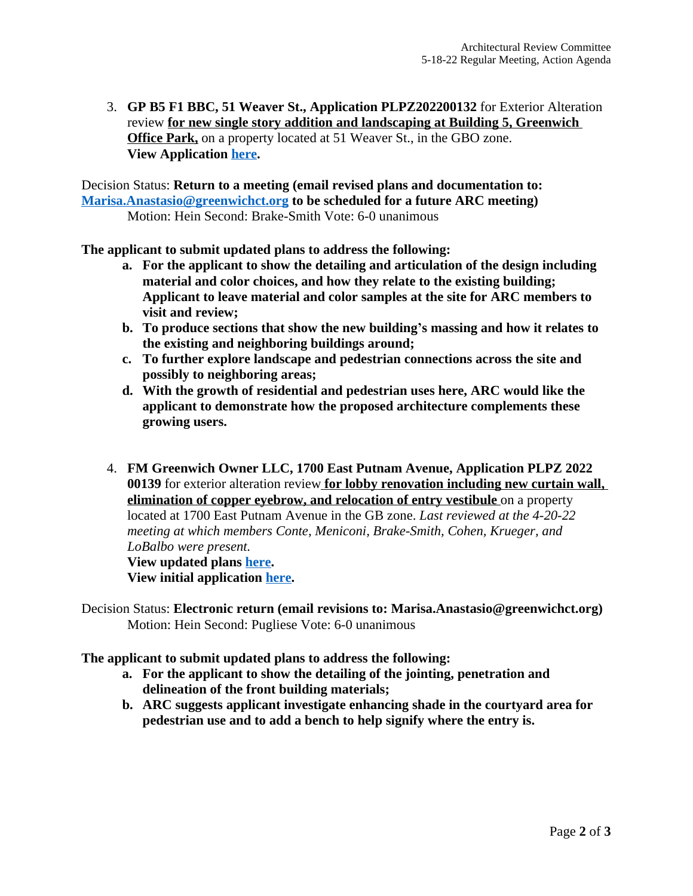3. **GP B5 F1 BBC, 51 Weaver St., Application PLPZ202200132** for Exterior Alteration review **for new single story addition and landscaping at Building 5, Greenwich Office Park,** on a property located at 51 Weaver St., in the GBO zone. **View Application [here](#).**

Decision Status: **Return to a meeting (email revised plans and documentation to: [Marisa.Anastasio@greenwichct.org](mailto:Marisa.Anastasio@greenwichct.org) to be scheduled for a future ARC meeting)**
Motion: Hein Second: Brake-Smith Vote: 6-0 unanimous

**The applicant to submit updated plans to address the following:**

- **a. For the applicant to show the detailing and articulation of the design including material and color choices, and how they relate to the existing building; Applicant to leave material and color samples at the site for ARC members to visit and review;**
- **b. To produce sections that show the new building's massing and how it relates to the existing and neighboring buildings around;**
- **c. To further explore landscape and pedestrian connections across the site and possibly to neighboring areas;**
- **d. With the growth of residential and pedestrian uses here, ARC would like the applicant to demonstrate how the proposed architecture complements these growing users.**

4. **FM Greenwich Owner LLC, 1700 East Putnam Avenue, Application PLPZ 2022 00139** for exterior alteration review **for lobby renovation including new curtain wall, elimination of copper eyebrow, and relocation of entry vestibule** on a property located at 1700 East Putnam Avenue in the GB zone. *Last reviewed at the 4-20-22 meeting at which members Conte, Meniconi, Brake-Smith, Cohen, Krueger, and LoBalbo were present.*
**View updated plans [here](#).**
**View initial application [here](#).**

Decision Status: **Electronic return (email revisions to: Marisa.Anastasio@greenwichct.org)**
Motion: Hein Second: Pugliese Vote: 6-0 unanimous

**The applicant to submit updated plans to address the following:**

- **a. For the applicant to show the detailing of the jointing, penetration and delineation of the front building materials;**
- **b. ARC suggests applicant investigate enhancing shade in the courtyard area for pedestrian use and to add a bench to help signify where the entry is.**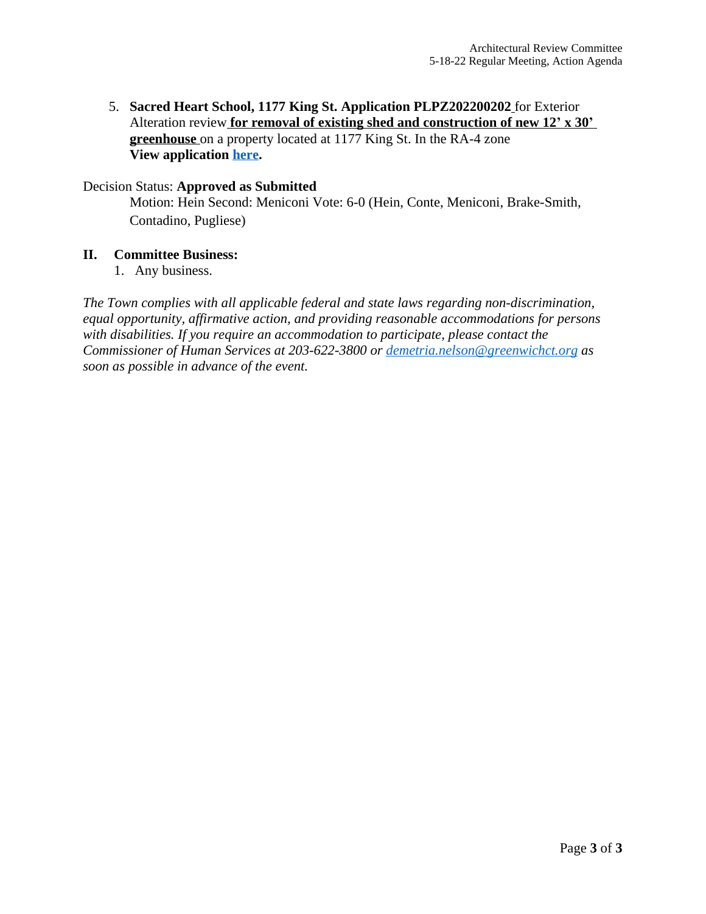5. **Sacred Heart School, 1177 King St. Application PLPZ202200202** for Exterior Alteration review **for removal of existing shed and construction of new 12' x 30' greenhouse** on a property located at 1177 King St. In the RA-4 zone
   **View application here.**

Decision Status: **Approved as Submitted**

Motion: Hein Second: Meniconi Vote: 6-0 (Hein, Conte, Meniconi, Brake-Smith, Contadino, Pugliese)

## II. Committee Business:

1. Any business.

*The Town complies with all applicable federal and state laws regarding non-discrimination, equal opportunity, affirmative action, and providing reasonable accommodations for persons with disabilities. If you require an accommodation to participate, please contact the Commissioner of Human Services at 203-622-3800 or demetria.nelson@greenwichct.org as soon as possible in advance of the event.*